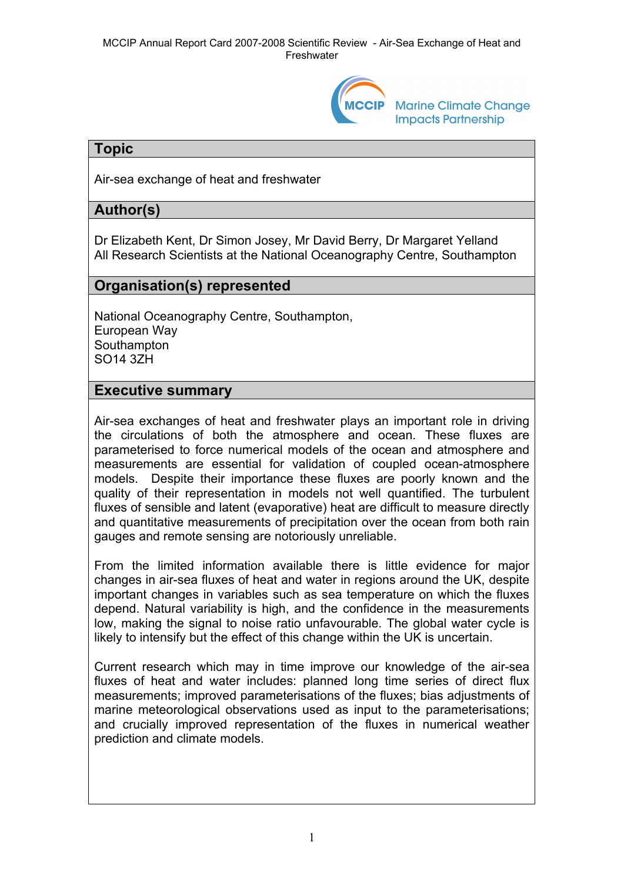## Topic

Air-sea exchange of heat and freshwater

## Author(s)

Dr Elizabeth Kent, Dr Simon Josey, Mr David Berry, Dr Margaret Yelland
All Research Scientists at the National Oceanography Centre, Southampton

## Organisation(s) represented

National Oceanography Centre, Southampton,
European Way
Southampton
SO14 3ZH

## Executive summary

Air-sea exchanges of heat and freshwater plays an important role in driving the circulations of both the atmosphere and ocean. These fluxes are parameterised to force numerical models of the ocean and atmosphere and measurements are essential for validation of coupled ocean-atmosphere models. Despite their importance these fluxes are poorly known and the quality of their representation in models not well quantified. The turbulent fluxes of sensible and latent (evaporative) heat are difficult to measure directly and quantitative measurements of precipitation over the ocean from both rain gauges and remote sensing are notoriously unreliable.

From the limited information available there is little evidence for major changes in air-sea fluxes of heat and water in regions around the UK, despite important changes in variables such as sea temperature on which the fluxes depend. Natural variability is high, and the confidence in the measurements low, making the signal to noise ratio unfavourable. The global water cycle is likely to intensify but the effect of this change within the UK is uncertain.

Current research which may in time improve our knowledge of the air-sea fluxes of heat and water includes: planned long time series of direct flux measurements; improved parameterisations of the fluxes; bias adjustments of marine meteorological observations used as input to the parameterisations; and crucially improved representation of the fluxes in numerical weather prediction and climate models.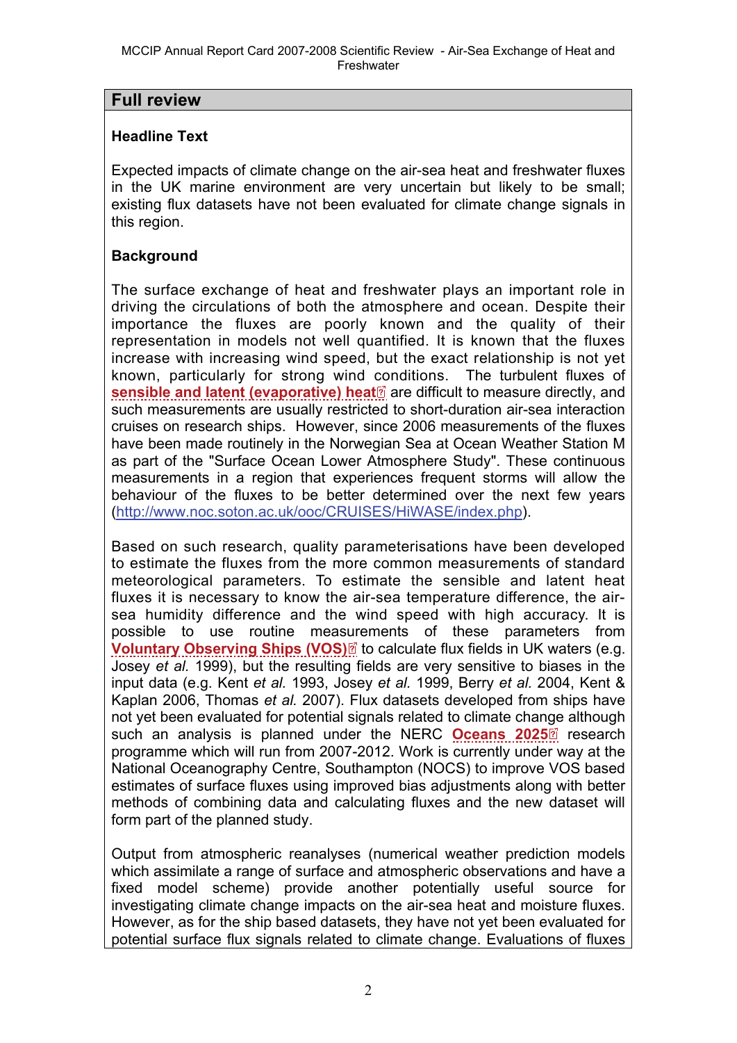## Full review

### Headline Text

Expected impacts of climate change on the air-sea heat and freshwater fluxes in the UK marine environment are very uncertain but likely to be small; existing flux datasets have not been evaluated for climate change signals in this region.

### Background

The surface exchange of heat and freshwater plays an important role in driving the circulations of both the atmosphere and ocean. Despite their importance the fluxes are poorly known and the quality of their representation in models not well quantified. It is known that the fluxes increase with increasing wind speed, but the exact relationship is not yet known, particularly for strong wind conditions. The turbulent fluxes of **sensible and latent (evaporative) heat** are difficult to measure directly, and such measurements are usually restricted to short-duration air-sea interaction cruises on research ships. However, since 2006 measurements of the fluxes have been made routinely in the Norwegian Sea at Ocean Weather Station M as part of the "Surface Ocean Lower Atmosphere Study". These continuous measurements in a region that experiences frequent storms will allow the behaviour of the fluxes to be better determined over the next few years (http://www.noc.soton.ac.uk/ooc/CRUISES/HiWASE/index.php).

Based on such research, quality parameterisations have been developed to estimate the fluxes from the more common measurements of standard meteorological parameters. To estimate the sensible and latent heat fluxes it is necessary to know the air-sea temperature difference, the air-sea humidity difference and the wind speed with high accuracy. It is possible to use routine measurements of these parameters from **Voluntary Observing Ships (VOS)** to calculate flux fields in UK waters (e.g. Josey *et al.* 1999), but the resulting fields are very sensitive to biases in the input data (e.g. Kent *et al.* 1993, Josey *et al.* 1999, Berry *et al.* 2004, Kent & Kaplan 2006, Thomas *et al.* 2007). Flux datasets developed from ships have not yet been evaluated for potential signals related to climate change although such an analysis is planned under the NERC **Oceans 2025** research programme which will run from 2007-2012. Work is currently under way at the National Oceanography Centre, Southampton (NOCS) to improve VOS based estimates of surface fluxes using improved bias adjustments along with better methods of combining data and calculating fluxes and the new dataset will form part of the planned study.

Output from atmospheric reanalyses (numerical weather prediction models which assimilate a range of surface and atmospheric observations and have a fixed model scheme) provide another potentially useful source for investigating climate change impacts on the air-sea heat and moisture fluxes. However, as for the ship based datasets, they have not yet been evaluated for potential surface flux signals related to climate change. Evaluations of fluxes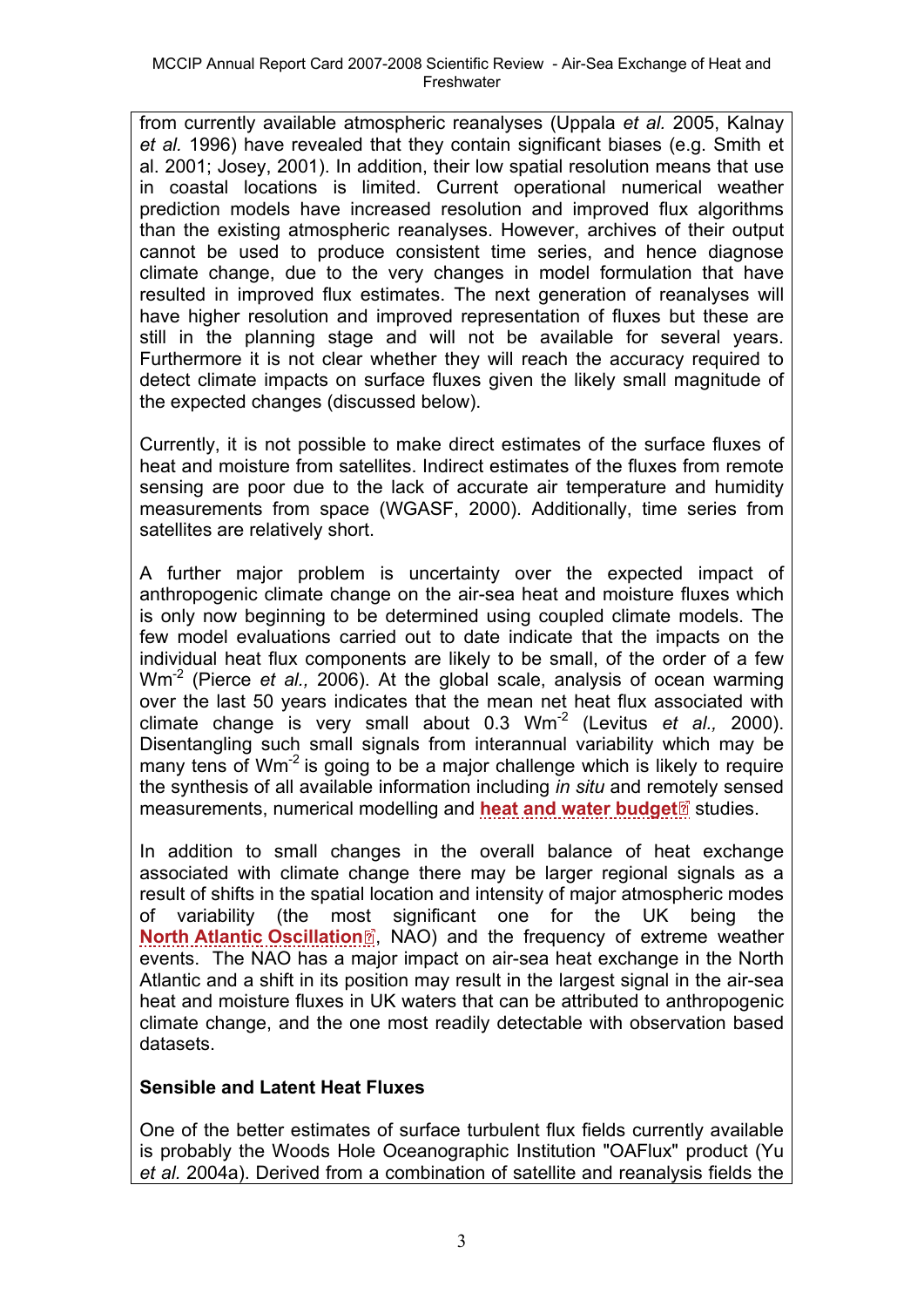from currently available atmospheric reanalyses (Uppala *et al.* 2005, Kalnay *et al.* 1996) have revealed that they contain significant biases (e.g. Smith et al. 2001; Josey, 2001). In addition, their low spatial resolution means that use in coastal locations is limited. Current operational numerical weather prediction models have increased resolution and improved flux algorithms than the existing atmospheric reanalyses. However, archives of their output cannot be used to produce consistent time series, and hence diagnose climate change, due to the very changes in model formulation that have resulted in improved flux estimates. The next generation of reanalyses will have higher resolution and improved representation of fluxes but these are still in the planning stage and will not be available for several years. Furthermore it is not clear whether they will reach the accuracy required to detect climate impacts on surface fluxes given the likely small magnitude of the expected changes (discussed below).

Currently, it is not possible to make direct estimates of the surface fluxes of heat and moisture from satellites. Indirect estimates of the fluxes from remote sensing are poor due to the lack of accurate air temperature and humidity measurements from space (WGASF, 2000). Additionally, time series from satellites are relatively short.

A further major problem is uncertainty over the expected impact of anthropogenic climate change on the air-sea heat and moisture fluxes which is only now beginning to be determined using coupled climate models. The few model evaluations carried out to date indicate that the impacts on the individual heat flux components are likely to be small, of the order of a few $Wm^{-2}$ (Pierce *et al.,* 2006). At the global scale, analysis of ocean warming over the last 50 years indicates that the mean net heat flux associated with climate change is very small about 0.3 $Wm^{-2}$ (Levitus *et al.,* 2000). Disentangling such small signals from interannual variability which may be many tens of $Wm^{-2}$ is going to be a major challenge which is likely to require the synthesis of all available information including *in situ* and remotely sensed measurements, numerical modelling and **heat and water budget** studies.

In addition to small changes in the overall balance of heat exchange associated with climate change there may be larger regional signals as a result of shifts in the spatial location and intensity of major atmospheric modes of variability (the most significant one for the UK being the **North Atlantic Oscillation**, NAO) and the frequency of extreme weather events. The NAO has a major impact on air-sea heat exchange in the North Atlantic and a shift in its position may result in the largest signal in the air-sea heat and moisture fluxes in UK waters that can be attributed to anthropogenic climate change, and the one most readily detectable with observation based datasets.

### Sensible and Latent Heat Fluxes

One of the better estimates of surface turbulent flux fields currently available is probably the Woods Hole Oceanographic Institution "OAFlux" product (Yu *et al.* 2004a). Derived from a combination of satellite and reanalysis fields the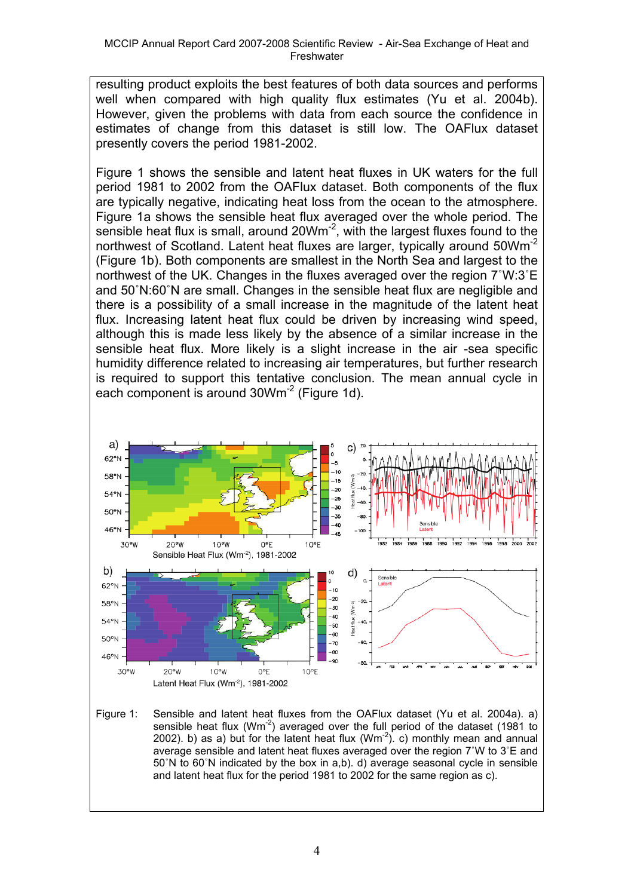resulting product exploits the best features of both data sources and performs well when compared with high quality flux estimates (Yu et al. 2004b). However, given the problems with data from each source the confidence in estimates of change from this dataset is still low. The OAFlux dataset presently covers the period 1981-2002.

Figure 1 shows the sensible and latent heat fluxes in UK waters for the full period 1981 to 2002 from the OAFlux dataset. Both components of the flux are typically negative, indicating heat loss from the ocean to the atmosphere. Figure 1a shows the sensible heat flux averaged over the whole period. The sensible heat flux is small, around 20Wm$^{-2}$, with the largest fluxes found to the northwest of Scotland. Latent heat fluxes are larger, typically around 50Wm$^{-2}$ (Figure 1b). Both components are smallest in the North Sea and largest to the northwest of the UK. Changes in the fluxes averaged over the region 7˚W:3˚E and 50˚N:60˚N are small. Changes in the sensible heat flux are negligible and there is a possibility of a small increase in the magnitude of the latent heat flux. Increasing latent heat flux could be driven by increasing wind speed, although this is made less likely by the absence of a similar increase in the sensible heat flux. More likely is a slight increase in the air -sea specific humidity difference related to increasing air temperatures, but further research is required to support this tentative conclusion. The mean annual cycle in each component is around 30Wm$^{-2}$ (Figure 1d).

Figure 1: Sensible and latent heat fluxes from the OAFlux dataset (Yu et al. 2004a). a) sensible heat flux (Wm$^{-2}$) averaged over the full period of the dataset (1981 to 2002). b) as a) but for the latent heat flux (Wm$^{-2}$). c) monthly mean and annual average sensible and latent heat fluxes averaged over the region 7˚W to 3˚E and 50˚N to 60˚N indicated by the box in a,b). d) average seasonal cycle in sensible and latent heat flux for the period 1981 to 2002 for the same region as c).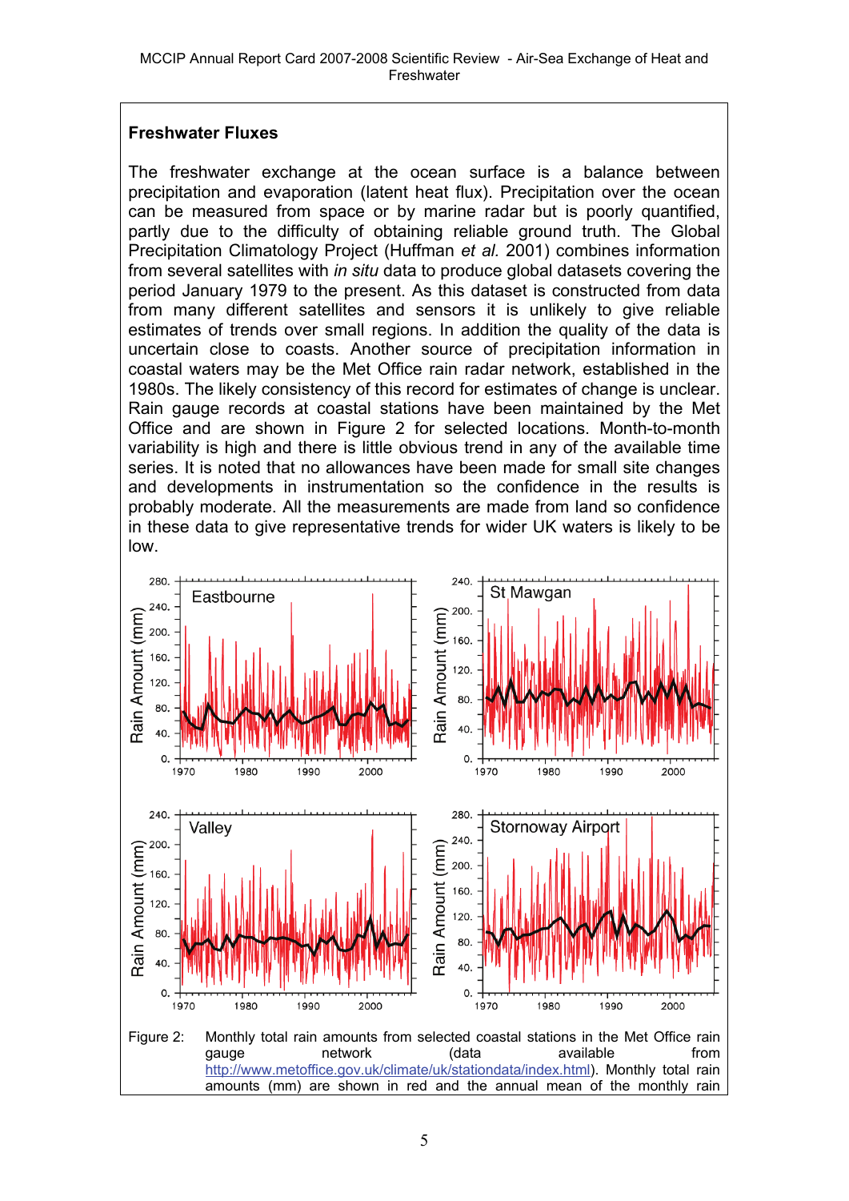## Freshwater Fluxes

The freshwater exchange at the ocean surface is a balance between precipitation and evaporation (latent heat flux). Precipitation over the ocean can be measured from space or by marine radar but is poorly quantified, partly due to the difficulty of obtaining reliable ground truth. The Global Precipitation Climatology Project (Huffman *et al.* 2001) combines information from several satellites with *in situ* data to produce global datasets covering the period January 1979 to the present. As this dataset is constructed from data from many different satellites and sensors it is unlikely to give reliable estimates of trends over small regions. In addition the quality of the data is uncertain close to coasts. Another source of precipitation information in coastal waters may be the Met Office rain radar network, established in the 1980s. The likely consistency of this record for estimates of change is unclear. Rain gauge records at coastal stations have been maintained by the Met Office and are shown in Figure 2 for selected locations. Month-to-month variability is high and there is little obvious trend in any of the available time series. It is noted that no allowances have been made for small site changes and developments in instrumentation so the confidence in the results is probably moderate. All the measurements are made from land so confidence in these data to give representative trends for wider UK waters is likely to be low.

Figure 2: Monthly total rain amounts from selected coastal stations in the Met Office rain gauge network (data available from http://www.metoffice.gov.uk/climate/uk/stationdata/index.html). Monthly total rain amounts (mm) are shown in red and the annual mean of the monthly rain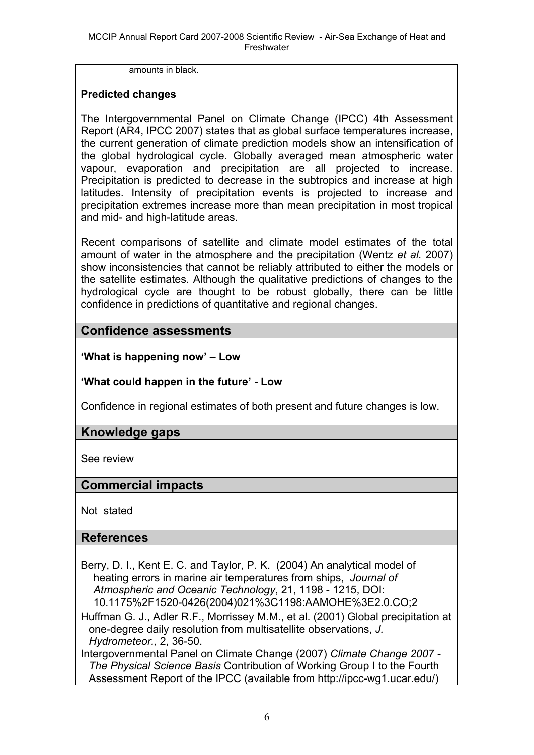amounts in black.

**Predicted changes**

The Intergovernmental Panel on Climate Change (IPCC) 4th Assessment Report (AR4, IPCC 2007) states that as global surface temperatures increase, the current generation of climate prediction models show an intensification of the global hydrological cycle. Globally averaged mean atmospheric water vapour, evaporation and precipitation are all projected to increase. Precipitation is predicted to decrease in the subtropics and increase at high latitudes. Intensity of precipitation events is projected to increase and precipitation extremes increase more than mean precipitation in most tropical and mid- and high-latitude areas.

Recent comparisons of satellite and climate model estimates of the total amount of water in the atmosphere and the precipitation (Wentz *et al.* 2007) show inconsistencies that cannot be reliably attributed to either the models or the satellite estimates. Although the qualitative predictions of changes to the hydrological cycle are thought to be robust globally, there can be little confidence in predictions of quantitative and regional changes.

## Confidence assessments

**'What is happening now' – Low**

**'What could happen in the future' - Low**

Confidence in regional estimates of both present and future changes is low.

## Knowledge gaps

See review

## Commercial impacts

Not stated

## References

Berry, D. I., Kent E. C. and Taylor, P. K. (2004) An analytical model of heating errors in marine air temperatures from ships, *Journal of Atmospheric and Oceanic Technology*, 21, 1198 - 1215, DOI: 10.1175%2F1520-0426(2004)021%3C1198:AAMOHE%3E2.0.CO;2

Huffman G. J., Adler R.F., Morrissey M.M., et al. (2001) Global precipitation at one-degree daily resolution from multisatellite observations, *J. Hydrometeor.,* 2, 36-50.

Intergovernmental Panel on Climate Change (2007) *Climate Change 2007 - The Physical Science Basis* Contribution of Working Group I to the Fourth Assessment Report of the IPCC (available from http://ipcc-wg1.ucar.edu/)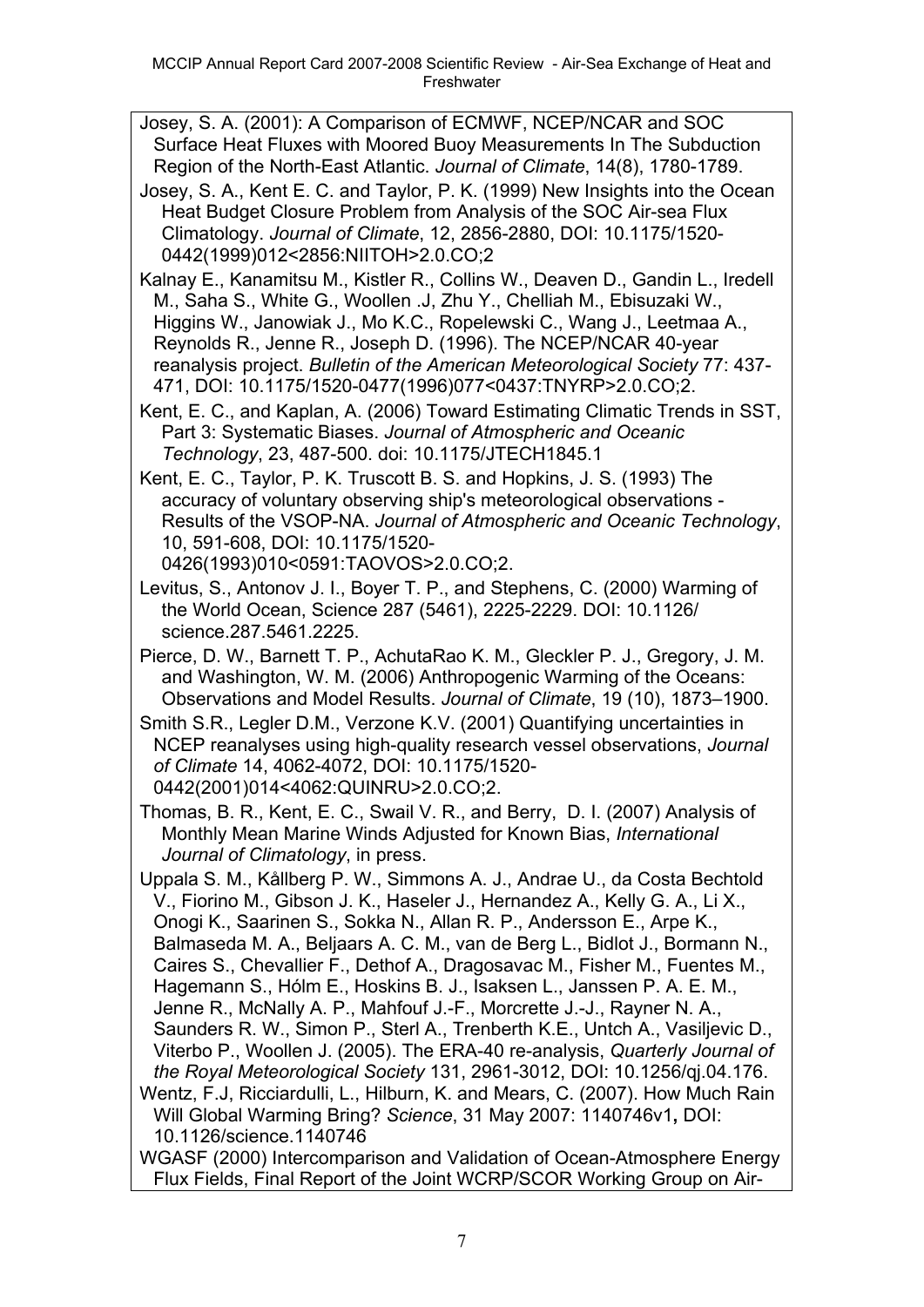Josey, S. A. (2001): A Comparison of ECMWF, NCEP/NCAR and SOC Surface Heat Fluxes with Moored Buoy Measurements In The Subduction Region of the North-East Atlantic. *Journal of Climate*, 14(8), 1780-1789.

Josey, S. A., Kent E. C. and Taylor, P. K. (1999) New Insights into the Ocean Heat Budget Closure Problem from Analysis of the SOC Air-sea Flux Climatology. *Journal of Climate*, 12, 2856-2880, DOI: 10.1175/1520-0442(1999)012<2856:NIITOH>2.0.CO;2

Kalnay E., Kanamitsu M., Kistler R., Collins W., Deaven D., Gandin L., Iredell M., Saha S., White G., Woollen .J, Zhu Y., Chelliah M., Ebisuzaki W., Higgins W., Janowiak J., Mo K.C., Ropelewski C., Wang J., Leetmaa A., Reynolds R., Jenne R., Joseph D. (1996). The NCEP/NCAR 40-year reanalysis project. *Bulletin of the American Meteorological Society* 77: 437-471, DOI: 10.1175/1520-0477(1996)077<0437:TNYRP>2.0.CO;2.

Kent, E. C., and Kaplan, A. (2006) Toward Estimating Climatic Trends in SST, Part 3: Systematic Biases. *Journal of Atmospheric and Oceanic Technology*, 23, 487-500. doi: 10.1175/JTECH1845.1

Kent, E. C., Taylor, P. K. Truscott B. S. and Hopkins, J. S. (1993) The accuracy of voluntary observing ship's meteorological observations - Results of the VSOP-NA. *Journal of Atmospheric and Oceanic Technology*, 10, 591-608, DOI: 10.1175/1520-0426(1993)010<0591:TAOVOS>2.0.CO;2.

Levitus, S., Antonov J. I., Boyer T. P., and Stephens, C. (2000) Warming of the World Ocean, Science 287 (5461), 2225-2229. DOI: 10.1126/ science.287.5461.2225.

Pierce, D. W., Barnett T. P., AchutaRao K. M., Gleckler P. J., Gregory, J. M. and Washington, W. M. (2006) Anthropogenic Warming of the Oceans: Observations and Model Results. *Journal of Climate*, 19 (10), 1873–1900.

Smith S.R., Legler D.M., Verzone K.V. (2001) Quantifying uncertainties in NCEP reanalyses using high-quality research vessel observations, *Journal of Climate* 14, 4062-4072, DOI: 10.1175/1520-0442(2001)014<4062:QUINRU>2.0.CO;2.

Thomas, B. R., Kent, E. C., Swail V. R., and Berry, D. I. (2007) Analysis of Monthly Mean Marine Winds Adjusted for Known Bias, *International Journal of Climatology*, in press.

Uppala S. M., Kållberg P. W., Simmons A. J., Andrae U., da Costa Bechtold V., Fiorino M., Gibson J. K., Haseler J., Hernandez A., Kelly G. A., Li X., Onogi K., Saarinen S., Sokka N., Allan R. P., Andersson E., Arpe K., Balmaseda M. A., Beljaars A. C. M., van de Berg L., Bidlot J., Bormann N., Caires S., Chevallier F., Dethof A., Dragosavac M., Fisher M., Fuentes M., Hagemann S., Hólm E., Hoskins B. J., Isaksen L., Janssen P. A. E. M., Jenne R., McNally A. P., Mahfouf J.-F., Morcrette J.-J., Rayner N. A., Saunders R. W., Simon P., Sterl A., Trenberth K.E., Untch A., Vasiljevic D., Viterbo P., Woollen J. (2005). The ERA-40 re-analysis, *Quarterly Journal of the Royal Meteorological Society* 131, 2961-3012, DOI: 10.1256/qj.04.176.

Wentz, F.J, Ricciardulli, L., Hilburn, K. and Mears, C. (2007). How Much Rain Will Global Warming Bring? *Science*, 31 May 2007: 1140746v1**,** DOI: 10.1126/science.1140746

WGASF (2000) Intercomparison and Validation of Ocean-Atmosphere Energy Flux Fields, Final Report of the Joint WCRP/SCOR Working Group on Air-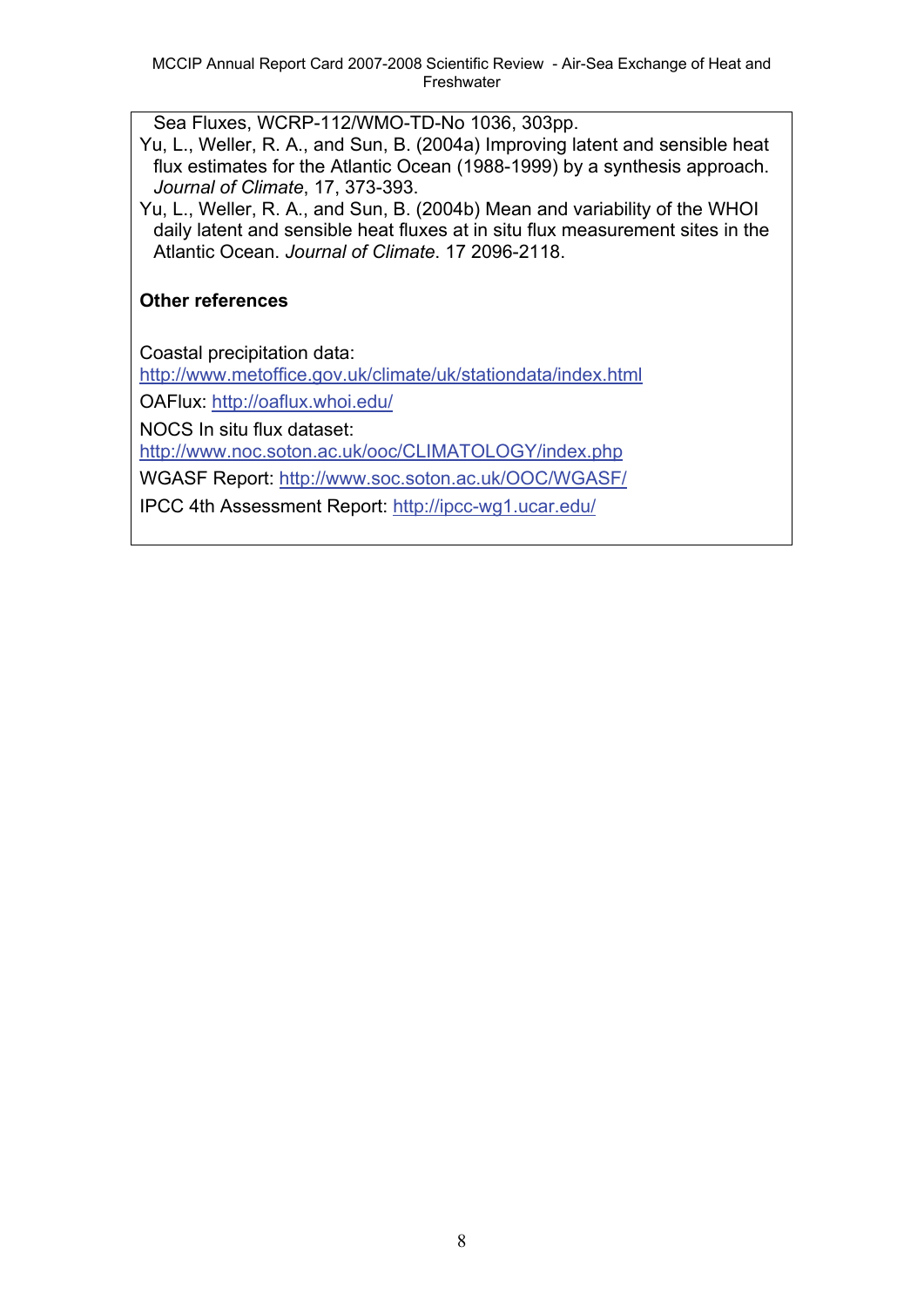Sea Fluxes, WCRP-112/WMO-TD-No 1036, 303pp.

Yu, L., Weller, R. A., and Sun, B. (2004a) Improving latent and sensible heat flux estimates for the Atlantic Ocean (1988-1999) by a synthesis approach. *Journal of Climate*, 17, 373-393.

Yu, L., Weller, R. A., and Sun, B. (2004b) Mean and variability of the WHOI daily latent and sensible heat fluxes at in situ flux measurement sites in the Atlantic Ocean. *Journal of Climate*. 17 2096-2118.

**Other references**

Coastal precipitation data:
http://www.metoffice.gov.uk/climate/uk/stationdata/index.html

OAFlux: http://oaflux.whoi.edu/

NOCS In situ flux dataset:
http://www.noc.soton.ac.uk/ooc/CLIMATOLOGY/index.php

WGASF Report: http://www.soc.soton.ac.uk/OOC/WGASF/

IPCC 4th Assessment Report: http://ipcc-wg1.ucar.edu/